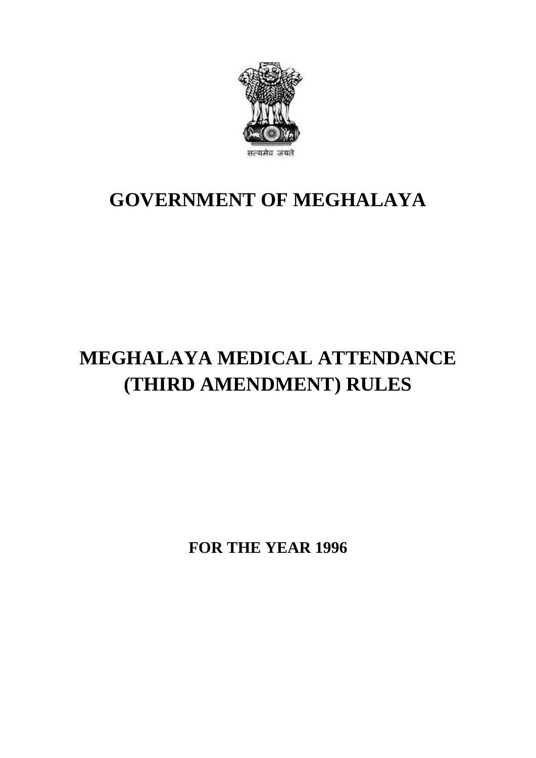सत्यमेव जयते

# GOVERNMENT OF MEGHALAYA

# MEGHALAYA MEDICAL ATTENDANCE (THIRD AMENDMENT) RULES

**FOR THE YEAR 1996**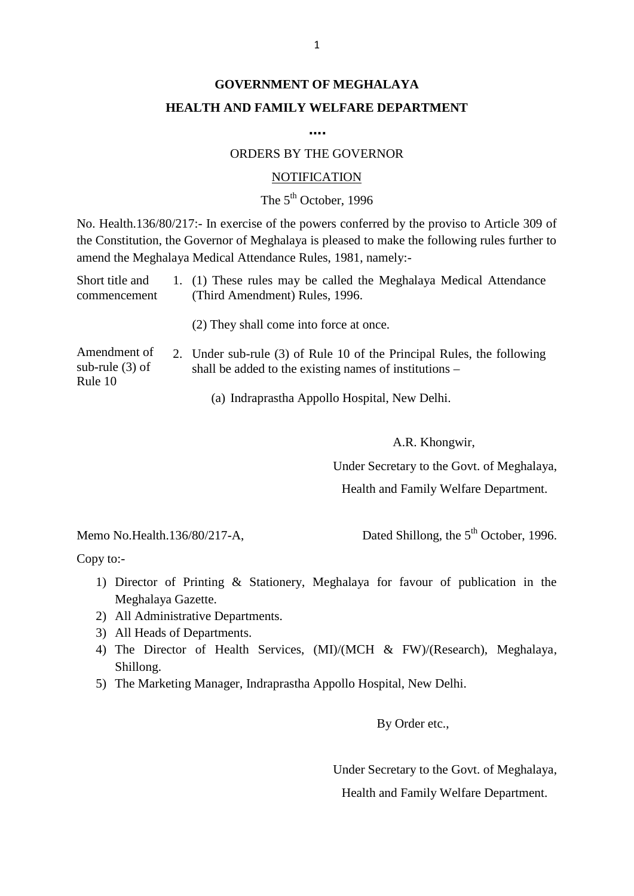**GOVERNMENT OF MEGHALAYA**

**HEALTH AND FAMILY WELFARE DEPARTMENT**

**....**

ORDERS BY THE GOVERNOR

NOTIFICATION

The 5th October, 1996

No. Health.136/80/217:- In exercise of the powers conferred by the proviso to Article 309 of the Constitution, the Governor of Meghalaya is pleased to make the following rules further to amend the Meghalaya Medical Attendance Rules, 1981, namely:-

Short title and commencement

1. (1) These rules may be called the Meghalaya Medical Attendance (Third Amendment) Rules, 1996.

   (2) They shall come into force at once.

Amendment of sub-rule (3) of Rule 10

2. Under sub-rule (3) of Rule 10 of the Principal Rules, the following shall be added to the existing names of institutions –

   (a) Indraprastha Appollo Hospital, New Delhi.

A.R. Khongwir,

Under Secretary to the Govt. of Meghalaya,

Health and Family Welfare Department.

Memo No.Health.136/80/217-A, Dated Shillong, the 5th October, 1996.

Copy to:-

1) Director of Printing & Stationery, Meghalaya for favour of publication in the Meghalaya Gazette.
2) All Administrative Departments.
3) All Heads of Departments.
4) The Director of Health Services, (MI)/(MCH & FW)/(Research), Meghalaya, Shillong.
5) The Marketing Manager, Indraprastha Appollo Hospital, New Delhi.

By Order etc.,

Under Secretary to the Govt. of Meghalaya,

Health and Family Welfare Department.